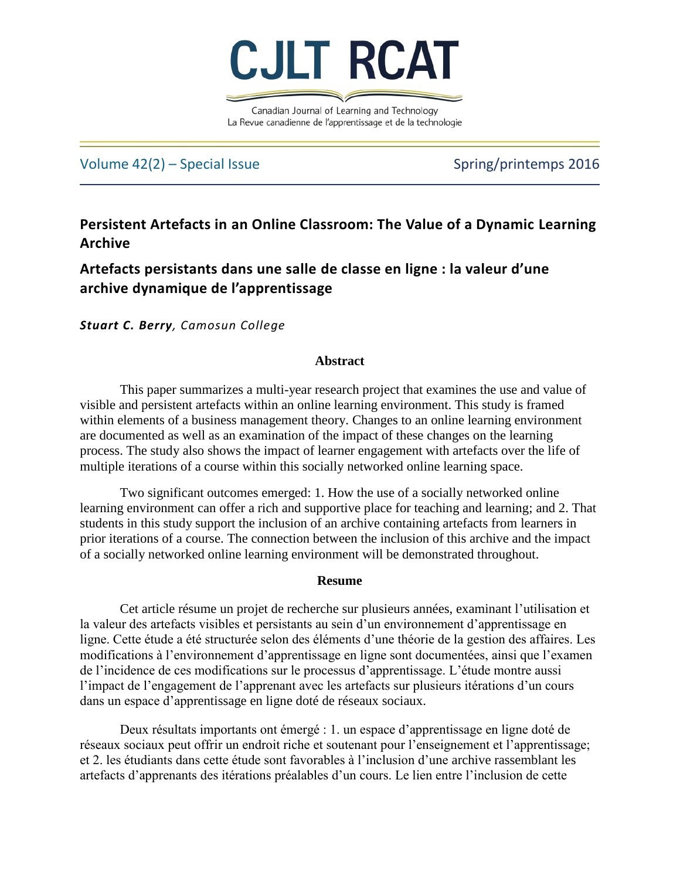# Persistent Artefacts in an Online Classroom: The Value of a Dynamic Learning Archive

# Artefacts persistants dans une salle de classe en ligne : la valeur d'une archive dynamique de l'apprentissage

***Stuart C. Berry**, Camosun College*

## Abstract

This paper summarizes a multi-year research project that examines the use and value of visible and persistent artefacts within an online learning environment. This study is framed within elements of a business management theory. Changes to an online learning environment are documented as well as an examination of the impact of these changes on the learning process. The study also shows the impact of learner engagement with artefacts over the life of multiple iterations of a course within this socially networked online learning space.

Two significant outcomes emerged: 1. How the use of a socially networked online learning environment can offer a rich and supportive place for teaching and learning; and 2. That students in this study support the inclusion of an archive containing artefacts from learners in prior iterations of a course. The connection between the inclusion of this archive and the impact of a socially networked online learning environment will be demonstrated throughout.

## Resume

Cet article résume un projet de recherche sur plusieurs années, examinant l'utilisation et la valeur des artefacts visibles et persistants au sein d'un environnement d'apprentissage en ligne. Cette étude a été structurée selon des éléments d'une théorie de la gestion des affaires. Les modifications à l'environnement d'apprentissage en ligne sont documentées, ainsi que l'examen de l'incidence de ces modifications sur le processus d'apprentissage. L'étude montre aussi l'impact de l'engagement de l'apprenant avec les artefacts sur plusieurs itérations d'un cours dans un espace d'apprentissage en ligne doté de réseaux sociaux.

Deux résultats importants ont émergé : 1. un espace d'apprentissage en ligne doté de réseaux sociaux peut offrir un endroit riche et soutenant pour l'enseignement et l'apprentissage; et 2. les étudiants dans cette étude sont favorables à l'inclusion d'une archive rassemblant les artefacts d'apprenants des itérations préalables d'un cours. Le lien entre l'inclusion de cette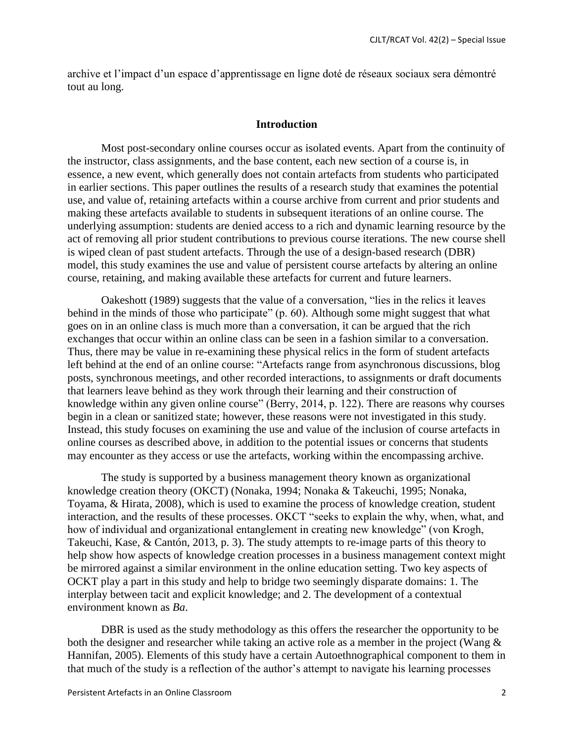archive et l'impact d'un espace d'apprentissage en ligne doté de réseaux sociaux sera démontré tout au long.

## Introduction

Most post-secondary online courses occur as isolated events. Apart from the continuity of the instructor, class assignments, and the base content, each new section of a course is, in essence, a new event, which generally does not contain artefacts from students who participated in earlier sections. This paper outlines the results of a research study that examines the potential use, and value of, retaining artefacts within a course archive from current and prior students and making these artefacts available to students in subsequent iterations of an online course. The underlying assumption: students are denied access to a rich and dynamic learning resource by the act of removing all prior student contributions to previous course iterations. The new course shell is wiped clean of past student artefacts. Through the use of a design-based research (DBR) model, this study examines the use and value of persistent course artefacts by altering an online course, retaining, and making available these artefacts for current and future learners.

Oakeshott (1989) suggests that the value of a conversation, "lies in the relics it leaves behind in the minds of those who participate" (p. 60). Although some might suggest that what goes on in an online class is much more than a conversation, it can be argued that the rich exchanges that occur within an online class can be seen in a fashion similar to a conversation. Thus, there may be value in re-examining these physical relics in the form of student artefacts left behind at the end of an online course: "Artefacts range from asynchronous discussions, blog posts, synchronous meetings, and other recorded interactions, to assignments or draft documents that learners leave behind as they work through their learning and their construction of knowledge within any given online course" (Berry, 2014, p. 122). There are reasons why courses begin in a clean or sanitized state; however, these reasons were not investigated in this study. Instead, this study focuses on examining the use and value of the inclusion of course artefacts in online courses as described above, in addition to the potential issues or concerns that students may encounter as they access or use the artefacts, working within the encompassing archive.

The study is supported by a business management theory known as organizational knowledge creation theory (OKCT) (Nonaka, 1994; Nonaka & Takeuchi, 1995; Nonaka, Toyama, & Hirata, 2008), which is used to examine the process of knowledge creation, student interaction, and the results of these processes. OKCT "seeks to explain the why, when, what, and how of individual and organizational entanglement in creating new knowledge" (von Krogh, Takeuchi, Kase, & Cantón, 2013, p. 3). The study attempts to re-image parts of this theory to help show how aspects of knowledge creation processes in a business management context might be mirrored against a similar environment in the online education setting. Two key aspects of OCKT play a part in this study and help to bridge two seemingly disparate domains: 1. The interplay between tacit and explicit knowledge; and 2. The development of a contextual environment known as *Ba*.

DBR is used as the study methodology as this offers the researcher the opportunity to be both the designer and researcher while taking an active role as a member in the project (Wang & Hannifan, 2005). Elements of this study have a certain Autoethnographical component to them in that much of the study is a reflection of the author's attempt to navigate his learning processes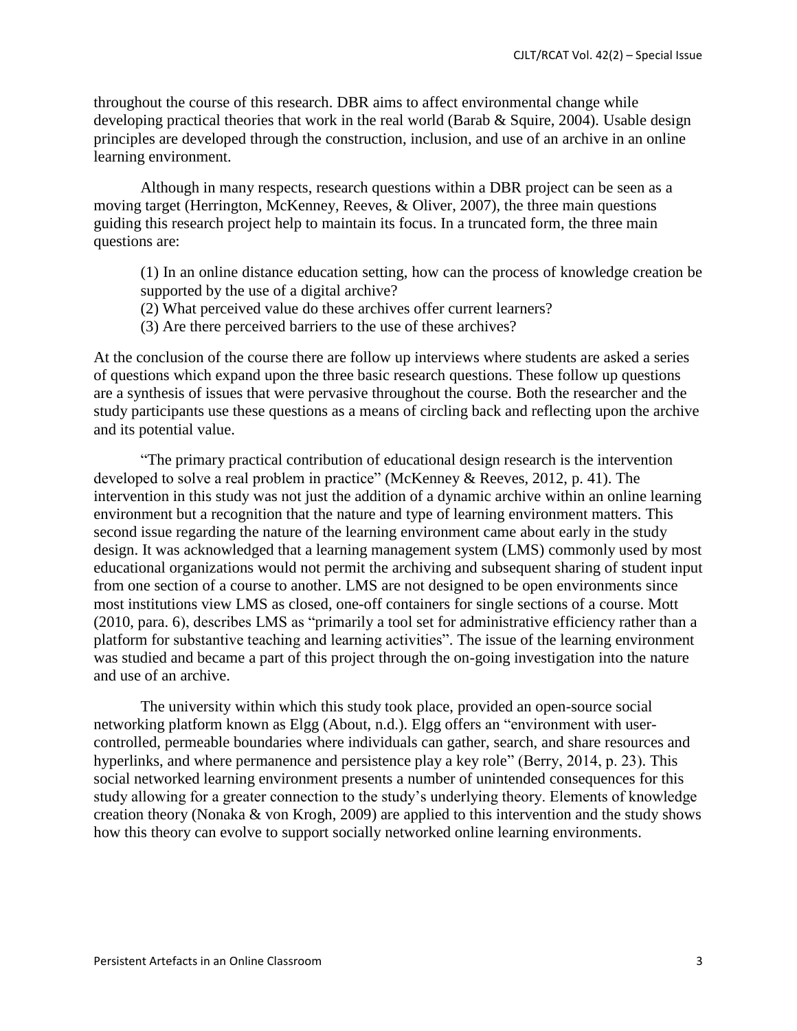throughout the course of this research. DBR aims to affect environmental change while developing practical theories that work in the real world (Barab & Squire, 2004). Usable design principles are developed through the construction, inclusion, and use of an archive in an online learning environment.

Although in many respects, research questions within a DBR project can be seen as a moving target (Herrington, McKenney, Reeves, & Oliver, 2007), the three main questions guiding this research project help to maintain its focus. In a truncated form, the three main questions are:

> (1) In an online distance education setting, how can the process of knowledge creation be supported by the use of a digital archive?
> (2) What perceived value do these archives offer current learners?
> (3) Are there perceived barriers to the use of these archives?

At the conclusion of the course there are follow up interviews where students are asked a series of questions which expand upon the three basic research questions. These follow up questions are a synthesis of issues that were pervasive throughout the course. Both the researcher and the study participants use these questions as a means of circling back and reflecting upon the archive and its potential value.

"The primary practical contribution of educational design research is the intervention developed to solve a real problem in practice" (McKenney & Reeves, 2012, p. 41). The intervention in this study was not just the addition of a dynamic archive within an online learning environment but a recognition that the nature and type of learning environment matters. This second issue regarding the nature of the learning environment came about early in the study design. It was acknowledged that a learning management system (LMS) commonly used by most educational organizations would not permit the archiving and subsequent sharing of student input from one section of a course to another. LMS are not designed to be open environments since most institutions view LMS as closed, one-off containers for single sections of a course. Mott (2010, para. 6), describes LMS as "primarily a tool set for administrative efficiency rather than a platform for substantive teaching and learning activities". The issue of the learning environment was studied and became a part of this project through the on-going investigation into the nature and use of an archive.

The university within which this study took place, provided an open-source social networking platform known as Elgg (About, n.d.). Elgg offers an "environment with user-controlled, permeable boundaries where individuals can gather, search, and share resources and hyperlinks, and where permanence and persistence play a key role" (Berry, 2014, p. 23). This social networked learning environment presents a number of unintended consequences for this study allowing for a greater connection to the study's underlying theory. Elements of knowledge creation theory (Nonaka & von Krogh, 2009) are applied to this intervention and the study shows how this theory can evolve to support socially networked online learning environments.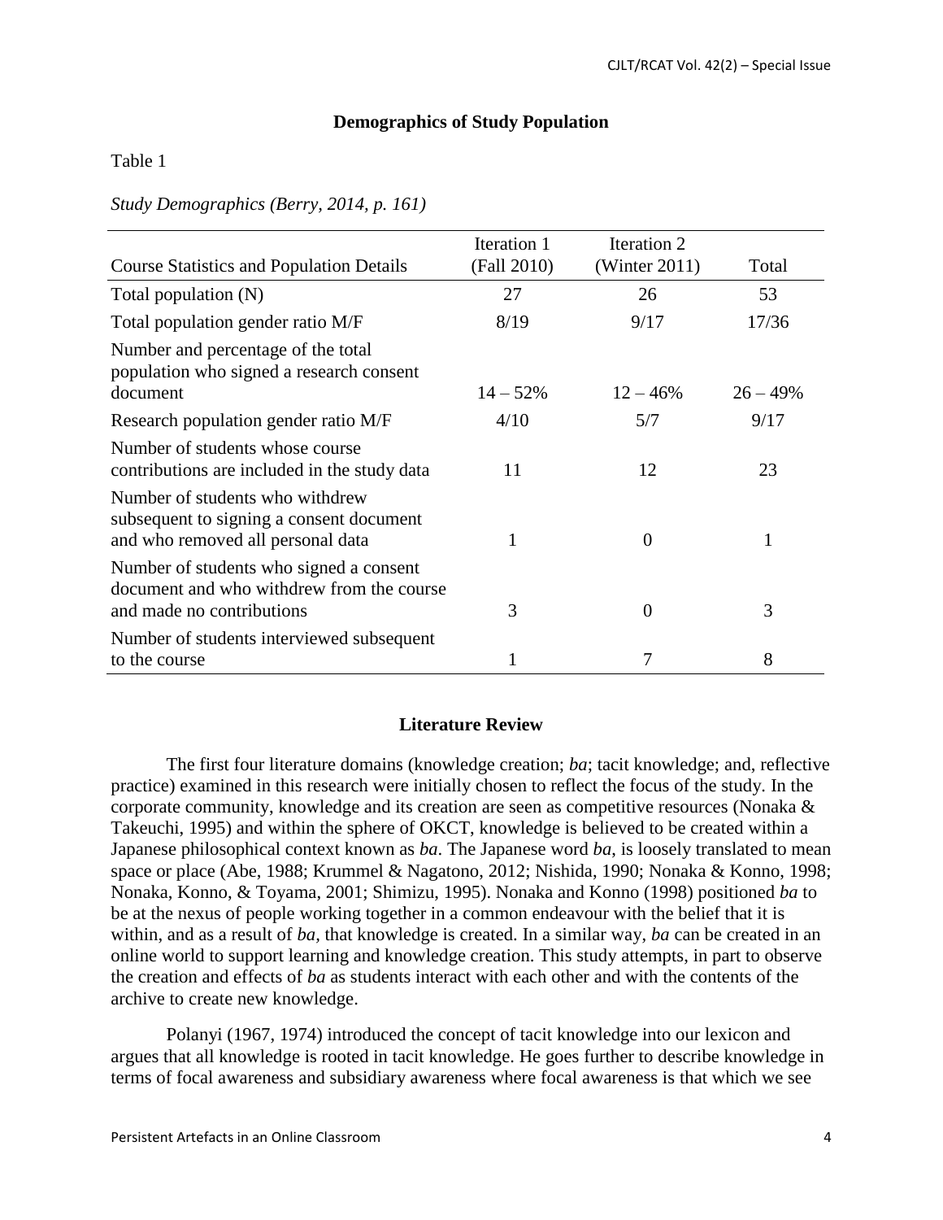## Demographics of Study Population

Table 1

*Study Demographics (Berry, 2014, p. 161)*

| Course Statistics and Population Details | Iteration 1 (Fall 2010) | Iteration 2 (Winter 2011) | Total |
|---|---|---|---|
| Total population (N) | 27 | 26 | 53 |
| Total population gender ratio M/F | 8/19 | 9/17 | 17/36 |
| Number and percentage of the total population who signed a research consent document | 14 – 52% | 12 – 46% | 26 – 49% |
| Research population gender ratio M/F | 4/10 | 5/7 | 9/17 |
| Number of students whose course contributions are included in the study data | 11 | 12 | 23 |
| Number of students who withdrew subsequent to signing a consent document and who removed all personal data | 1 | 0 | 1 |
| Number of students who signed a consent document and who withdrew from the course and made no contributions | 3 | 0 | 3 |
| Number of students interviewed subsequent to the course | 1 | 7 | 8 |

## Literature Review

The first four literature domains (knowledge creation; *ba*; tacit knowledge; and, reflective practice) examined in this research were initially chosen to reflect the focus of the study. In the corporate community, knowledge and its creation are seen as competitive resources (Nonaka & Takeuchi, 1995) and within the sphere of OKCT, knowledge is believed to be created within a Japanese philosophical context known as *ba*. The Japanese word *ba*, is loosely translated to mean space or place (Abe, 1988; Krummel & Nagatono, 2012; Nishida, 1990; Nonaka & Konno, 1998; Nonaka, Konno, & Toyama, 2001; Shimizu, 1995). Nonaka and Konno (1998) positioned *ba* to be at the nexus of people working together in a common endeavour with the belief that it is within, and as a result of *ba,* that knowledge is created. In a similar way, *ba* can be created in an online world to support learning and knowledge creation. This study attempts, in part to observe the creation and effects of *ba* as students interact with each other and with the contents of the archive to create new knowledge.

Polanyi (1967, 1974) introduced the concept of tacit knowledge into our lexicon and argues that all knowledge is rooted in tacit knowledge. He goes further to describe knowledge in terms of focal awareness and subsidiary awareness where focal awareness is that which we see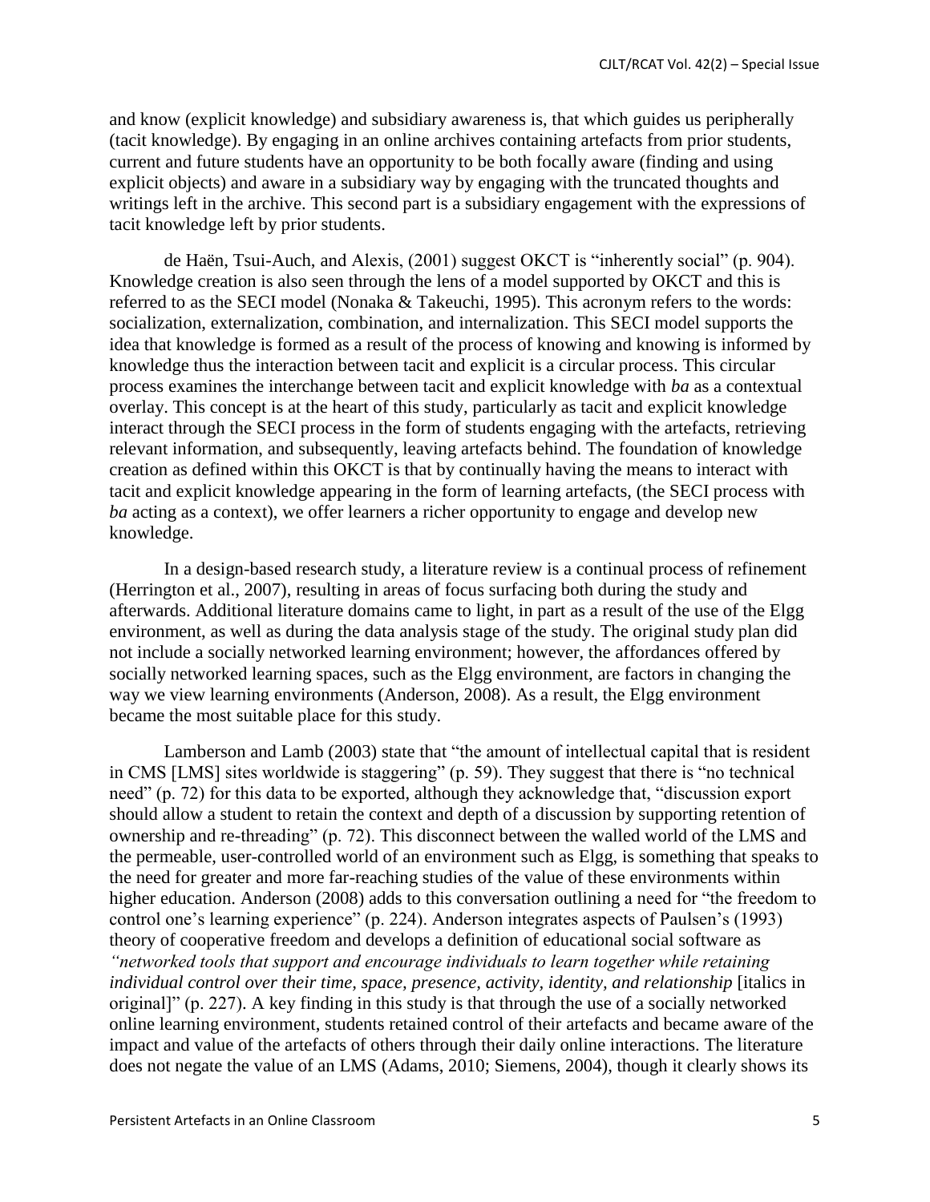and know (explicit knowledge) and subsidiary awareness is, that which guides us peripherally (tacit knowledge). By engaging in an online archives containing artefacts from prior students, current and future students have an opportunity to be both focally aware (finding and using explicit objects) and aware in a subsidiary way by engaging with the truncated thoughts and writings left in the archive. This second part is a subsidiary engagement with the expressions of tacit knowledge left by prior students.

de Haën, Tsui-Auch, and Alexis, (2001) suggest OKCT is "inherently social" (p. 904). Knowledge creation is also seen through the lens of a model supported by OKCT and this is referred to as the SECI model (Nonaka & Takeuchi, 1995). This acronym refers to the words: socialization, externalization, combination, and internalization. This SECI model supports the idea that knowledge is formed as a result of the process of knowing and knowing is informed by knowledge thus the interaction between tacit and explicit is a circular process. This circular process examines the interchange between tacit and explicit knowledge with *ba* as a contextual overlay. This concept is at the heart of this study, particularly as tacit and explicit knowledge interact through the SECI process in the form of students engaging with the artefacts, retrieving relevant information, and subsequently, leaving artefacts behind. The foundation of knowledge creation as defined within this OKCT is that by continually having the means to interact with tacit and explicit knowledge appearing in the form of learning artefacts, (the SECI process with *ba* acting as a context), we offer learners a richer opportunity to engage and develop new knowledge.

In a design-based research study, a literature review is a continual process of refinement (Herrington et al., 2007), resulting in areas of focus surfacing both during the study and afterwards. Additional literature domains came to light, in part as a result of the use of the Elgg environment, as well as during the data analysis stage of the study. The original study plan did not include a socially networked learning environment; however, the affordances offered by socially networked learning spaces, such as the Elgg environment, are factors in changing the way we view learning environments (Anderson, 2008). As a result, the Elgg environment became the most suitable place for this study.

Lamberson and Lamb (2003) state that "the amount of intellectual capital that is resident in CMS [LMS] sites worldwide is staggering" (p. 59). They suggest that there is "no technical need" (p. 72) for this data to be exported, although they acknowledge that, "discussion export should allow a student to retain the context and depth of a discussion by supporting retention of ownership and re-threading" (p. 72). This disconnect between the walled world of the LMS and the permeable, user-controlled world of an environment such as Elgg, is something that speaks to the need for greater and more far-reaching studies of the value of these environments within higher education. Anderson (2008) adds to this conversation outlining a need for "the freedom to control one's learning experience" (p. 224). Anderson integrates aspects of Paulsen's (1993) theory of cooperative freedom and develops a definition of educational social software as *"networked tools that support and encourage individuals to learn together while retaining individual control over their time, space, presence, activity, identity, and relationship* [italics in original]" (p. 227). A key finding in this study is that through the use of a socially networked online learning environment, students retained control of their artefacts and became aware of the impact and value of the artefacts of others through their daily online interactions. The literature does not negate the value of an LMS (Adams, 2010; Siemens, 2004), though it clearly shows its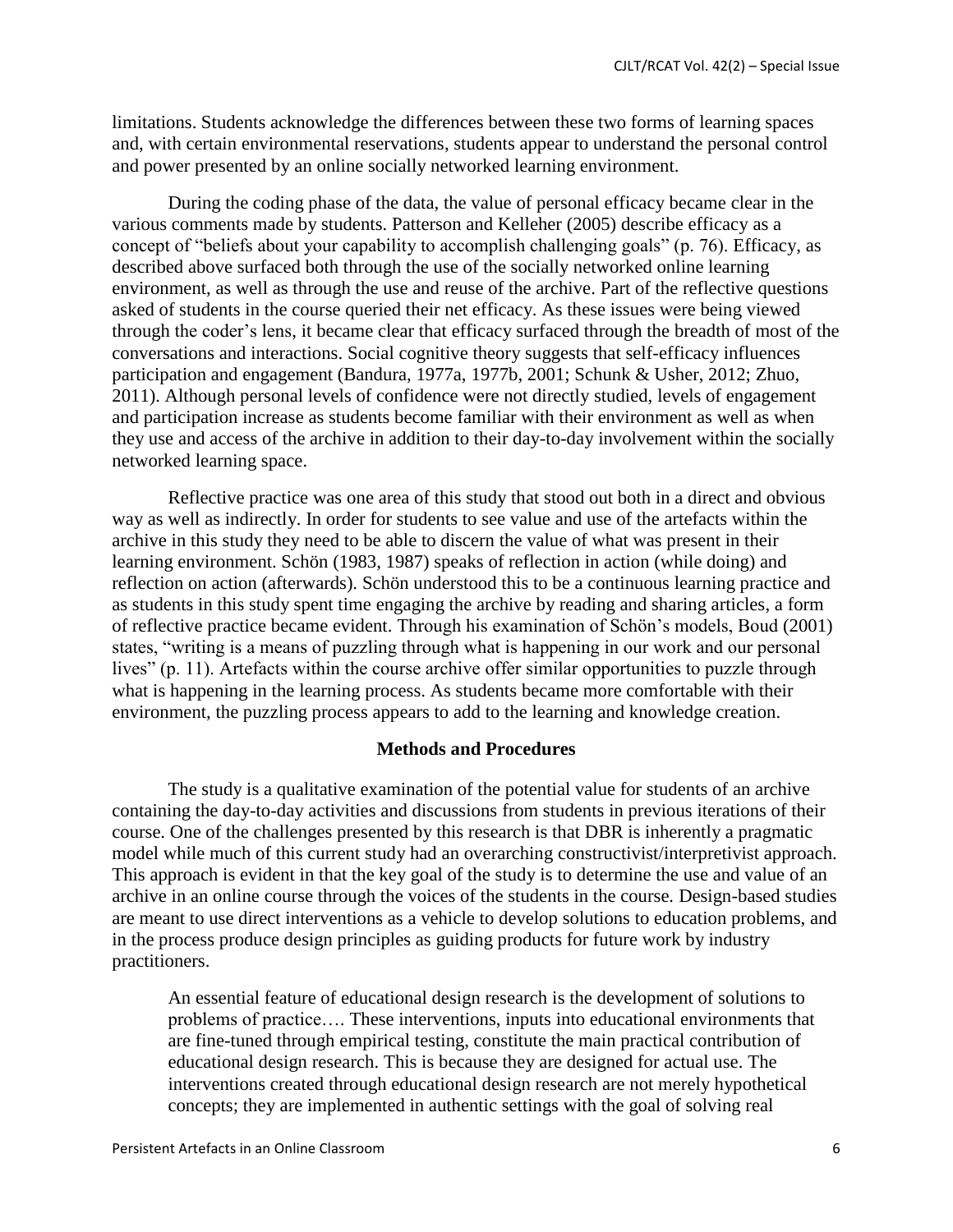limitations. Students acknowledge the differences between these two forms of learning spaces and, with certain environmental reservations, students appear to understand the personal control and power presented by an online socially networked learning environment.

During the coding phase of the data, the value of personal efficacy became clear in the various comments made by students. Patterson and Kelleher (2005) describe efficacy as a concept of "beliefs about your capability to accomplish challenging goals" (p. 76). Efficacy, as described above surfaced both through the use of the socially networked online learning environment, as well as through the use and reuse of the archive. Part of the reflective questions asked of students in the course queried their net efficacy. As these issues were being viewed through the coder's lens, it became clear that efficacy surfaced through the breadth of most of the conversations and interactions. Social cognitive theory suggests that self-efficacy influences participation and engagement (Bandura, 1977a, 1977b, 2001; Schunk & Usher, 2012; Zhuo, 2011). Although personal levels of confidence were not directly studied, levels of engagement and participation increase as students become familiar with their environment as well as when they use and access of the archive in addition to their day-to-day involvement within the socially networked learning space.

Reflective practice was one area of this study that stood out both in a direct and obvious way as well as indirectly. In order for students to see value and use of the artefacts within the archive in this study they need to be able to discern the value of what was present in their learning environment. Schön (1983, 1987) speaks of reflection in action (while doing) and reflection on action (afterwards). Schön understood this to be a continuous learning practice and as students in this study spent time engaging the archive by reading and sharing articles, a form of reflective practice became evident. Through his examination of Schön's models, Boud (2001) states, "writing is a means of puzzling through what is happening in our work and our personal lives" (p. 11). Artefacts within the course archive offer similar opportunities to puzzle through what is happening in the learning process. As students became more comfortable with their environment, the puzzling process appears to add to the learning and knowledge creation.

## Methods and Procedures

The study is a qualitative examination of the potential value for students of an archive containing the day-to-day activities and discussions from students in previous iterations of their course. One of the challenges presented by this research is that DBR is inherently a pragmatic model while much of this current study had an overarching constructivist/interpretivist approach. This approach is evident in that the key goal of the study is to determine the use and value of an archive in an online course through the voices of the students in the course. Design-based studies are meant to use direct interventions as a vehicle to develop solutions to education problems, and in the process produce design principles as guiding products for future work by industry practitioners.

> An essential feature of educational design research is the development of solutions to problems of practice…. These interventions, inputs into educational environments that are fine-tuned through empirical testing, constitute the main practical contribution of educational design research. This is because they are designed for actual use. The interventions created through educational design research are not merely hypothetical concepts; they are implemented in authentic settings with the goal of solving real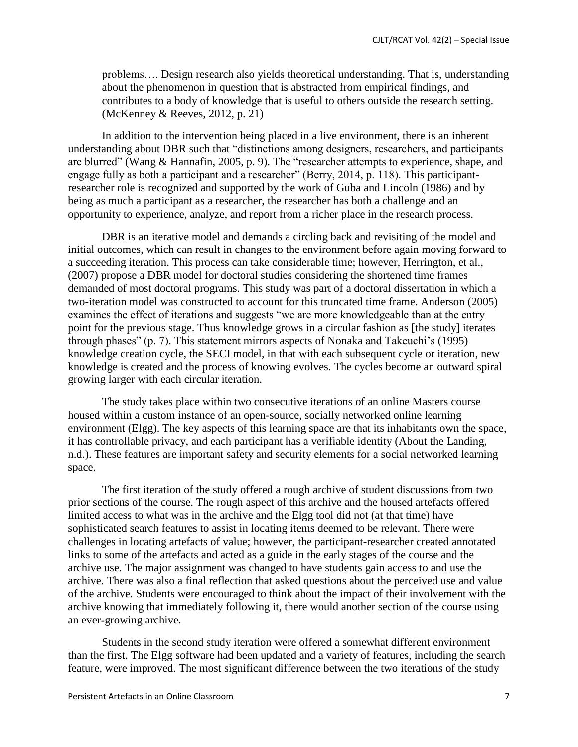> problems…. Design research also yields theoretical understanding. That is, understanding about the phenomenon in question that is abstracted from empirical findings, and contributes to a body of knowledge that is useful to others outside the research setting. (McKenney & Reeves, 2012, p. 21)

In addition to the intervention being placed in a live environment, there is an inherent understanding about DBR such that "distinctions among designers, researchers, and participants are blurred" (Wang & Hannafin, 2005, p. 9). The "researcher attempts to experience, shape, and engage fully as both a participant and a researcher" (Berry, 2014, p. 118). This participant-researcher role is recognized and supported by the work of Guba and Lincoln (1986) and by being as much a participant as a researcher, the researcher has both a challenge and an opportunity to experience, analyze, and report from a richer place in the research process.

DBR is an iterative model and demands a circling back and revisiting of the model and initial outcomes, which can result in changes to the environment before again moving forward to a succeeding iteration. This process can take considerable time; however, Herrington, et al., (2007) propose a DBR model for doctoral studies considering the shortened time frames demanded of most doctoral programs. This study was part of a doctoral dissertation in which a two-iteration model was constructed to account for this truncated time frame. Anderson (2005) examines the effect of iterations and suggests "we are more knowledgeable than at the entry point for the previous stage. Thus knowledge grows in a circular fashion as [the study] iterates through phases" (p. 7). This statement mirrors aspects of Nonaka and Takeuchi's (1995) knowledge creation cycle, the SECI model, in that with each subsequent cycle or iteration, new knowledge is created and the process of knowing evolves. The cycles become an outward spiral growing larger with each circular iteration.

The study takes place within two consecutive iterations of an online Masters course housed within a custom instance of an open-source, socially networked online learning environment (Elgg). The key aspects of this learning space are that its inhabitants own the space, it has controllable privacy, and each participant has a verifiable identity (About the Landing, n.d.). These features are important safety and security elements for a social networked learning space.

The first iteration of the study offered a rough archive of student discussions from two prior sections of the course. The rough aspect of this archive and the housed artefacts offered limited access to what was in the archive and the Elgg tool did not (at that time) have sophisticated search features to assist in locating items deemed to be relevant. There were challenges in locating artefacts of value; however, the participant-researcher created annotated links to some of the artefacts and acted as a guide in the early stages of the course and the archive use. The major assignment was changed to have students gain access to and use the archive. There was also a final reflection that asked questions about the perceived use and value of the archive. Students were encouraged to think about the impact of their involvement with the archive knowing that immediately following it, there would another section of the course using an ever-growing archive.

Students in the second study iteration were offered a somewhat different environment than the first. The Elgg software had been updated and a variety of features, including the search feature, were improved. The most significant difference between the two iterations of the study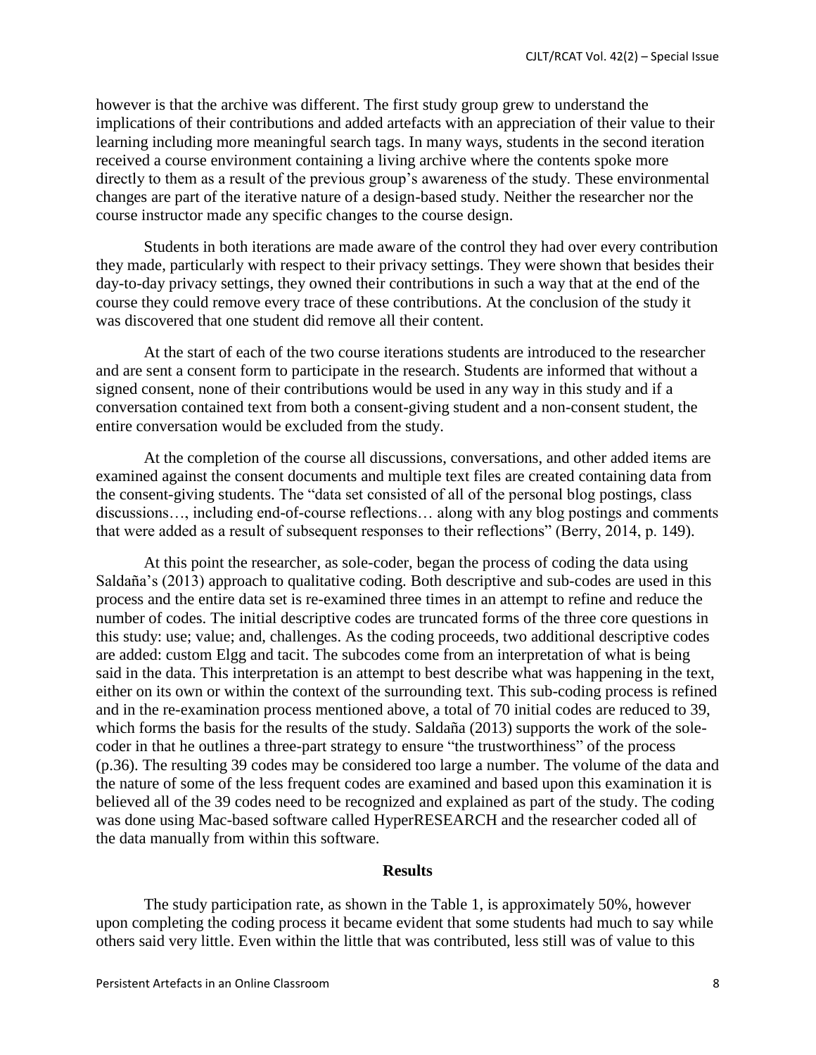however is that the archive was different. The first study group grew to understand the implications of their contributions and added artefacts with an appreciation of their value to their learning including more meaningful search tags. In many ways, students in the second iteration received a course environment containing a living archive where the contents spoke more directly to them as a result of the previous group's awareness of the study. These environmental changes are part of the iterative nature of a design-based study. Neither the researcher nor the course instructor made any specific changes to the course design.

Students in both iterations are made aware of the control they had over every contribution they made, particularly with respect to their privacy settings. They were shown that besides their day-to-day privacy settings, they owned their contributions in such a way that at the end of the course they could remove every trace of these contributions. At the conclusion of the study it was discovered that one student did remove all their content.

At the start of each of the two course iterations students are introduced to the researcher and are sent a consent form to participate in the research. Students are informed that without a signed consent, none of their contributions would be used in any way in this study and if a conversation contained text from both a consent-giving student and a non-consent student, the entire conversation would be excluded from the study.

At the completion of the course all discussions, conversations, and other added items are examined against the consent documents and multiple text files are created containing data from the consent-giving students. The "data set consisted of all of the personal blog postings, class discussions…, including end-of-course reflections… along with any blog postings and comments that were added as a result of subsequent responses to their reflections" (Berry, 2014, p. 149).

At this point the researcher, as sole-coder, began the process of coding the data using Saldaña's (2013) approach to qualitative coding. Both descriptive and sub-codes are used in this process and the entire data set is re-examined three times in an attempt to refine and reduce the number of codes. The initial descriptive codes are truncated forms of the three core questions in this study: use; value; and, challenges. As the coding proceeds, two additional descriptive codes are added: custom Elgg and tacit. The subcodes come from an interpretation of what is being said in the data. This interpretation is an attempt to best describe what was happening in the text, either on its own or within the context of the surrounding text. This sub-coding process is refined and in the re-examination process mentioned above, a total of 70 initial codes are reduced to 39, which forms the basis for the results of the study. Saldaña (2013) supports the work of the sole-coder in that he outlines a three-part strategy to ensure "the trustworthiness" of the process (p.36). The resulting 39 codes may be considered too large a number. The volume of the data and the nature of some of the less frequent codes are examined and based upon this examination it is believed all of the 39 codes need to be recognized and explained as part of the study. The coding was done using Mac-based software called HyperRESEARCH and the researcher coded all of the data manually from within this software.

## Results

The study participation rate, as shown in the Table 1, is approximately 50%, however upon completing the coding process it became evident that some students had much to say while others said very little. Even within the little that was contributed, less still was of value to this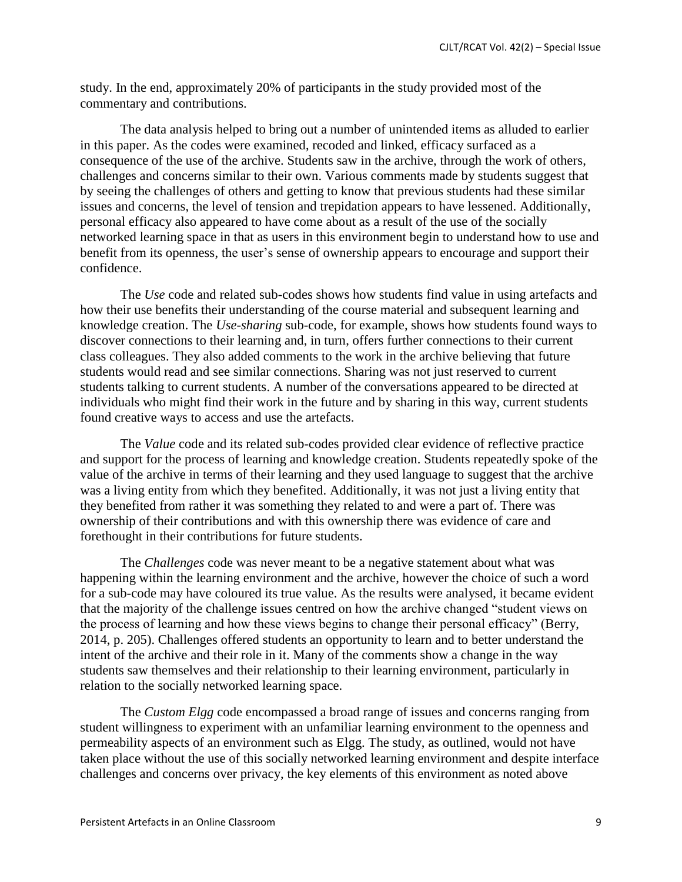study. In the end, approximately 20% of participants in the study provided most of the commentary and contributions.

The data analysis helped to bring out a number of unintended items as alluded to earlier in this paper. As the codes were examined, recoded and linked, efficacy surfaced as a consequence of the use of the archive. Students saw in the archive, through the work of others, challenges and concerns similar to their own. Various comments made by students suggest that by seeing the challenges of others and getting to know that previous students had these similar issues and concerns, the level of tension and trepidation appears to have lessened. Additionally, personal efficacy also appeared to have come about as a result of the use of the socially networked learning space in that as users in this environment begin to understand how to use and benefit from its openness, the user's sense of ownership appears to encourage and support their confidence.

The *Use* code and related sub-codes shows how students find value in using artefacts and how their use benefits their understanding of the course material and subsequent learning and knowledge creation. The *Use-sharing* sub-code, for example, shows how students found ways to discover connections to their learning and, in turn, offers further connections to their current class colleagues. They also added comments to the work in the archive believing that future students would read and see similar connections. Sharing was not just reserved to current students talking to current students. A number of the conversations appeared to be directed at individuals who might find their work in the future and by sharing in this way, current students found creative ways to access and use the artefacts.

The *Value* code and its related sub-codes provided clear evidence of reflective practice and support for the process of learning and knowledge creation. Students repeatedly spoke of the value of the archive in terms of their learning and they used language to suggest that the archive was a living entity from which they benefited. Additionally, it was not just a living entity that they benefited from rather it was something they related to and were a part of. There was ownership of their contributions and with this ownership there was evidence of care and forethought in their contributions for future students.

The *Challenges* code was never meant to be a negative statement about what was happening within the learning environment and the archive, however the choice of such a word for a sub-code may have coloured its true value. As the results were analysed, it became evident that the majority of the challenge issues centred on how the archive changed "student views on the process of learning and how these views begins to change their personal efficacy" (Berry, 2014, p. 205). Challenges offered students an opportunity to learn and to better understand the intent of the archive and their role in it. Many of the comments show a change in the way students saw themselves and their relationship to their learning environment, particularly in relation to the socially networked learning space.

The *Custom Elgg* code encompassed a broad range of issues and concerns ranging from student willingness to experiment with an unfamiliar learning environment to the openness and permeability aspects of an environment such as Elgg. The study, as outlined, would not have taken place without the use of this socially networked learning environment and despite interface challenges and concerns over privacy, the key elements of this environment as noted above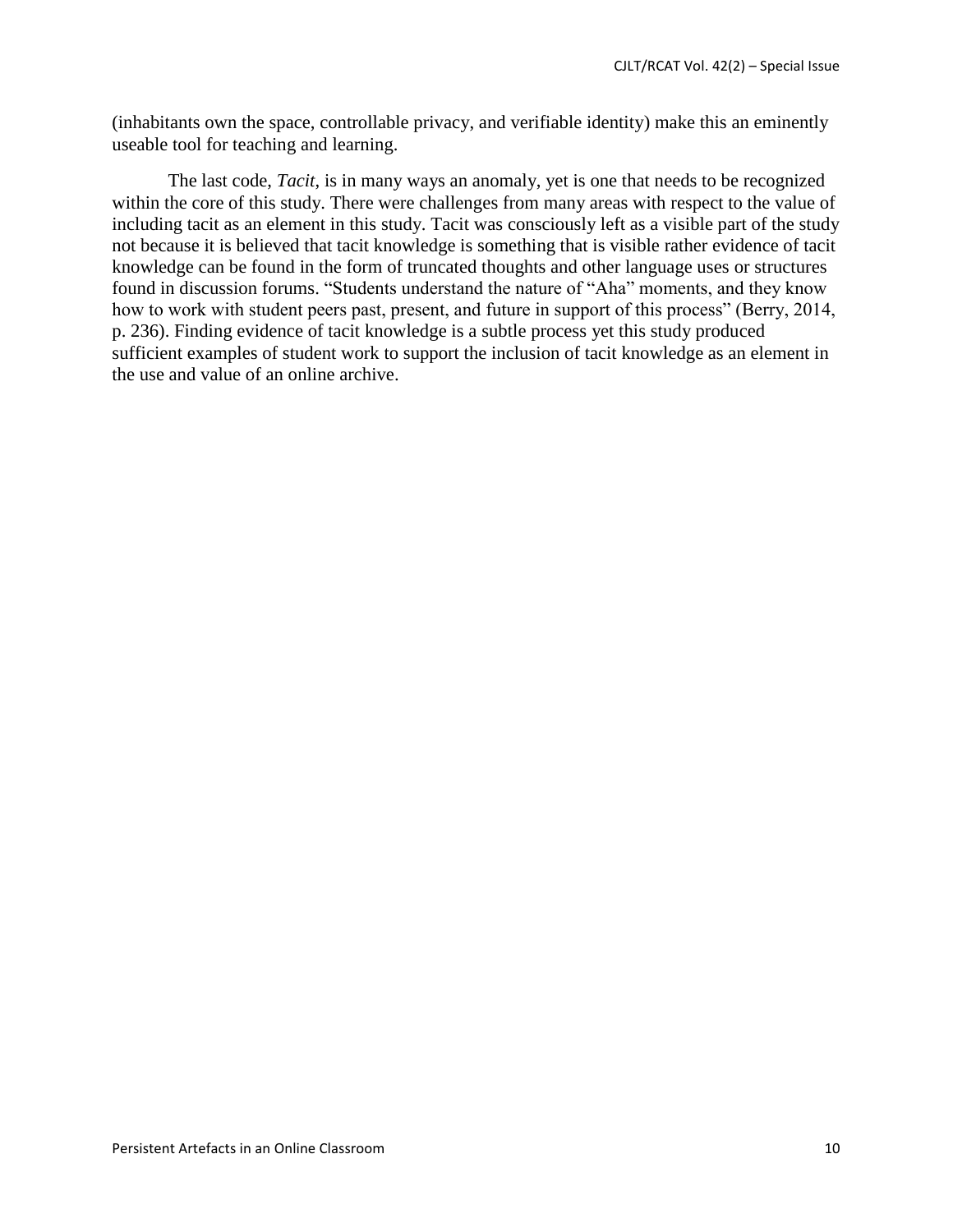(inhabitants own the space, controllable privacy, and verifiable identity) make this an eminently useable tool for teaching and learning.

The last code, *Tacit*, is in many ways an anomaly, yet is one that needs to be recognized within the core of this study. There were challenges from many areas with respect to the value of including tacit as an element in this study. Tacit was consciously left as a visible part of the study not because it is believed that tacit knowledge is something that is visible rather evidence of tacit knowledge can be found in the form of truncated thoughts and other language uses or structures found in discussion forums. “Students understand the nature of “Aha” moments, and they know how to work with student peers past, present, and future in support of this process” (Berry, 2014, p. 236). Finding evidence of tacit knowledge is a subtle process yet this study produced sufficient examples of student work to support the inclusion of tacit knowledge as an element in the use and value of an online archive.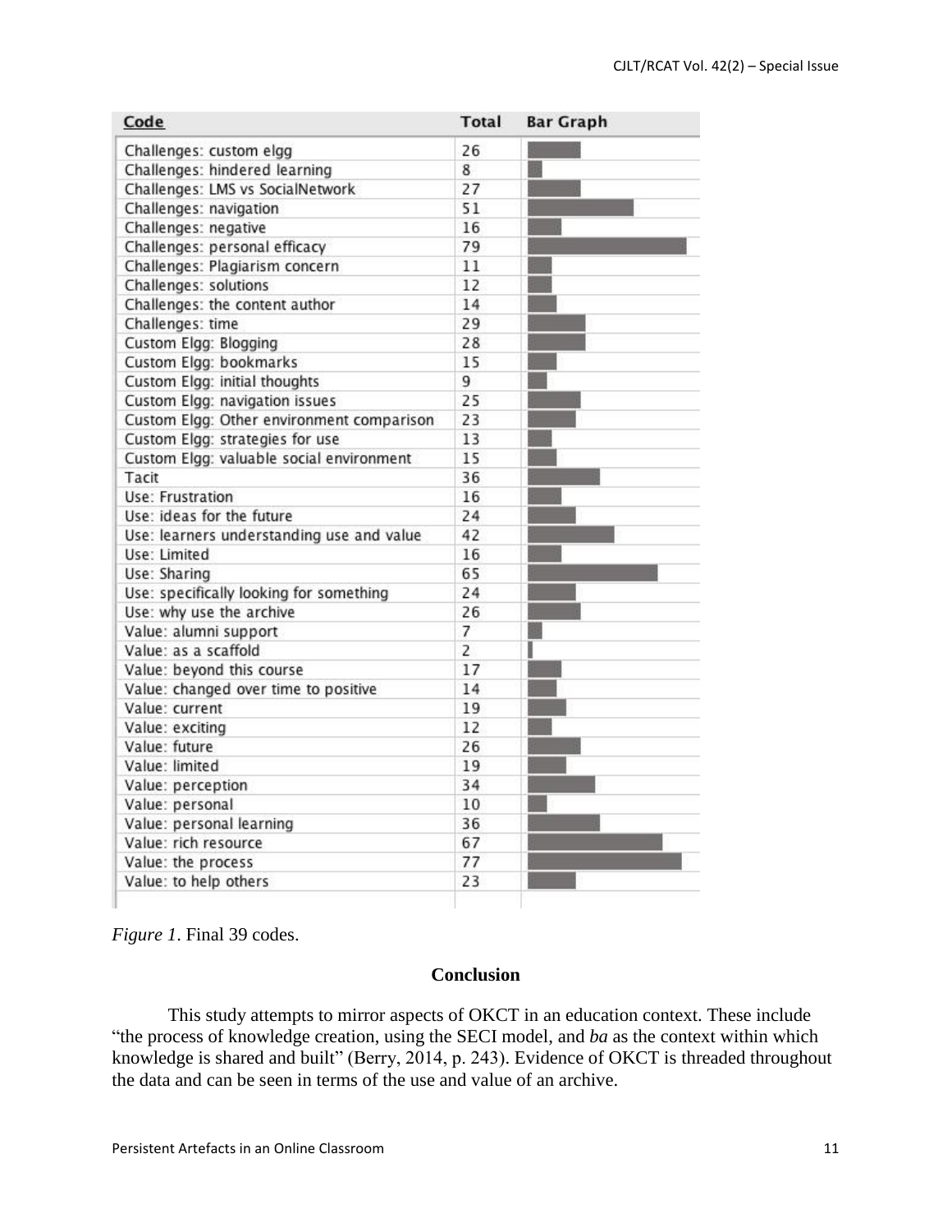| Code | Total | Bar Graph |
|---|---|---|
| Challenges: custom elgg | 26 | |
| Challenges: hindered learning | 8 | |
| Challenges: LMS vs SocialNetwork | 27 | |
| Challenges: navigation | 51 | |
| Challenges: negative | 16 | |
| Challenges: personal efficacy | 79 | |
| Challenges: Plagiarism concern | 11 | |
| Challenges: solutions | 12 | |
| Challenges: the content author | 14 | |
| Challenges: time | 29 | |
| Custom Elgg: Blogging | 28 | |
| Custom Elgg: bookmarks | 15 | |
| Custom Elgg: initial thoughts | 9 | |
| Custom Elgg: navigation issues | 25 | |
| Custom Elgg: Other environment comparison | 23 | |
| Custom Elgg: strategies for use | 13 | |
| Custom Elgg: valuable social environment | 15 | |
| Tacit | 36 | |
| Use: Frustration | 16 | |
| Use: ideas for the future | 24 | |
| Use: learners understanding use and value | 42 | |
| Use: Limited | 16 | |
| Use: Sharing | 65 | |
| Use: specifically looking for something | 24 | |
| Use: why use the archive | 26 | |
| Value: alumni support | 7 | |
| Value: as a scaffold | 2 | |
| Value: beyond this course | 17 | |
| Value: changed over time to positive | 14 | |
| Value: current | 19 | |
| Value: exciting | 12 | |
| Value: future | 26 | |
| Value: limited | 19 | |
| Value: perception | 34 | |
| Value: personal | 10 | |
| Value: personal learning | 36 | |
| Value: rich resource | 67 | |
| Value: the process | 77 | |
| Value: to help others | 23 | |

*Figure 1*. Final 39 codes.

## Conclusion

This study attempts to mirror aspects of OKCT in an education context. These include "the process of knowledge creation, using the SECI model, and *ba* as the context within which knowledge is shared and built" (Berry, 2014, p. 243). Evidence of OKCT is threaded throughout the data and can be seen in terms of the use and value of an archive.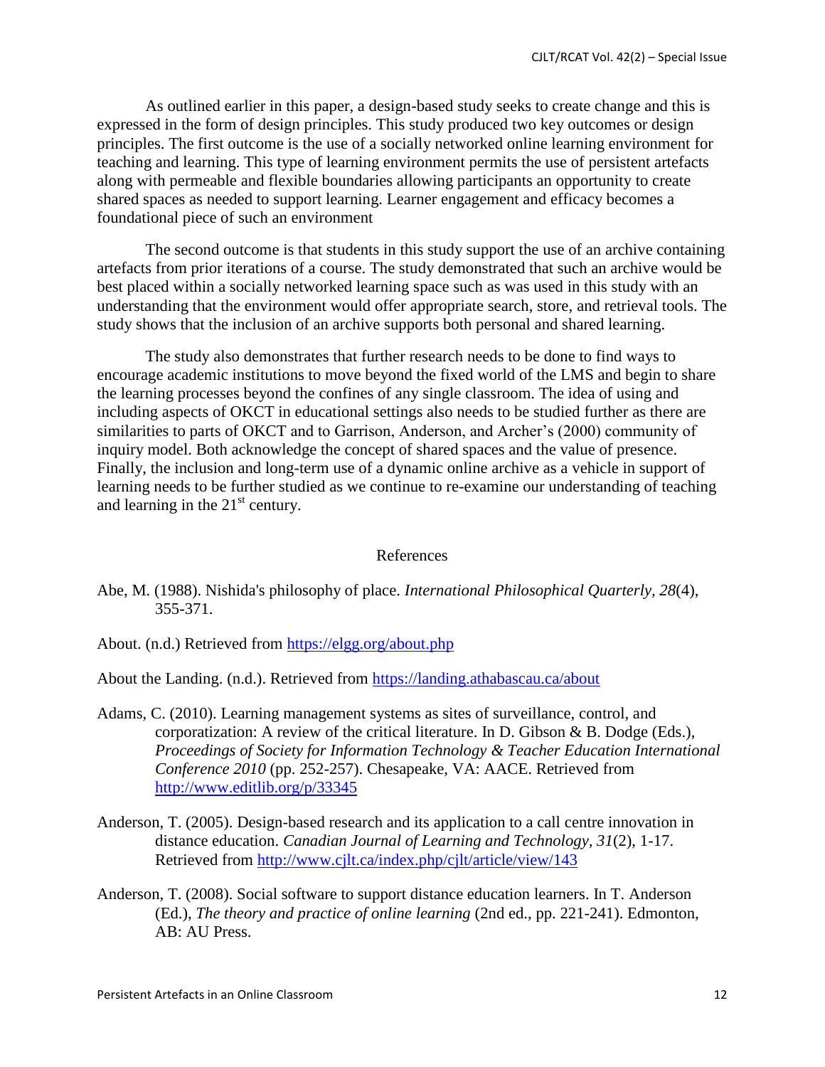As outlined earlier in this paper, a design-based study seeks to create change and this is expressed in the form of design principles. This study produced two key outcomes or design principles. The first outcome is the use of a socially networked online learning environment for teaching and learning. This type of learning environment permits the use of persistent artefacts along with permeable and flexible boundaries allowing participants an opportunity to create shared spaces as needed to support learning. Learner engagement and efficacy becomes a foundational piece of such an environment

The second outcome is that students in this study support the use of an archive containing artefacts from prior iterations of a course. The study demonstrated that such an archive would be best placed within a socially networked learning space such as was used in this study with an understanding that the environment would offer appropriate search, store, and retrieval tools. The study shows that the inclusion of an archive supports both personal and shared learning.

The study also demonstrates that further research needs to be done to find ways to encourage academic institutions to move beyond the fixed world of the LMS and begin to share the learning processes beyond the confines of any single classroom. The idea of using and including aspects of OKCT in educational settings also needs to be studied further as there are similarities to parts of OKCT and to Garrison, Anderson, and Archer's (2000) community of inquiry model. Both acknowledge the concept of shared spaces and the value of presence. Finally, the inclusion and long-term use of a dynamic online archive as a vehicle in support of learning needs to be further studied as we continue to re-examine our understanding of teaching and learning in the 21st century.

## References

Abe, M. (1988). Nishida's philosophy of place. *International Philosophical Quarterly, 28*(4), 355-371.

About. (n.d.) Retrieved from https://elgg.org/about.php

About the Landing. (n.d.). Retrieved from https://landing.athabascau.ca/about

Adams, C. (2010). Learning management systems as sites of surveillance, control, and corporatization: A review of the critical literature. In D. Gibson & B. Dodge (Eds.), *Proceedings of Society for Information Technology & Teacher Education International Conference 2010* (pp. 252-257). Chesapeake, VA: AACE. Retrieved from http://www.editlib.org/p/33345

Anderson, T. (2005). Design-based research and its application to a call centre innovation in distance education. *Canadian Journal of Learning and Technology, 31*(2), 1-17. Retrieved from http://www.cjlt.ca/index.php/cjlt/article/view/143

Anderson, T. (2008). Social software to support distance education learners. In T. Anderson (Ed.), *The theory and practice of online learning* (2nd ed., pp. 221-241). Edmonton, AB: AU Press.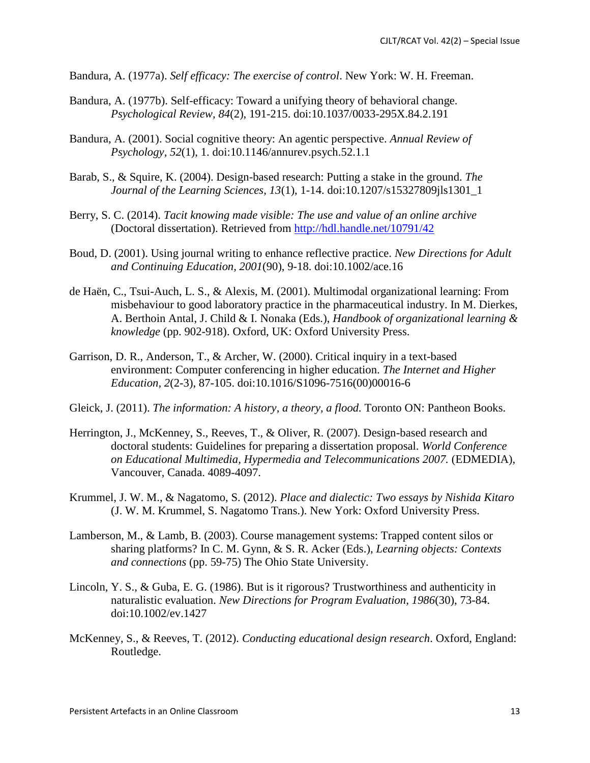Bandura, A. (1977a). *Self efficacy: The exercise of control*. New York: W. H. Freeman.

Bandura, A. (1977b). Self-efficacy: Toward a unifying theory of behavioral change. *Psychological Review, 84*(2), 191-215. doi:10.1037/0033-295X.84.2.191

Bandura, A. (2001). Social cognitive theory: An agentic perspective. *Annual Review of Psychology, 52*(1), 1. doi:10.1146/annurev.psych.52.1.1

Barab, S., & Squire, K. (2004). Design-based research: Putting a stake in the ground. *The Journal of the Learning Sciences, 13*(1), 1-14. doi:10.1207/s15327809jls1301_1

Berry, S. C. (2014). *Tacit knowing made visible: The use and value of an online archive* (Doctoral dissertation). Retrieved from http://hdl.handle.net/10791/42

Boud, D. (2001). Using journal writing to enhance reflective practice. *New Directions for Adult and Continuing Education, 2001*(90), 9-18. doi:10.1002/ace.16

de Haën, C., Tsui-Auch, L. S., & Alexis, M. (2001). Multimodal organizational learning: From misbehaviour to good laboratory practice in the pharmaceutical industry. In M. Dierkes, A. Berthoin Antal, J. Child & I. Nonaka (Eds.), *Handbook of organizational learning & knowledge* (pp. 902-918). Oxford, UK: Oxford University Press.

Garrison, D. R., Anderson, T., & Archer, W. (2000). Critical inquiry in a text-based environment: Computer conferencing in higher education. *The Internet and Higher Education, 2*(2-3), 87-105. doi:10.1016/S1096-7516(00)00016-6

Gleick, J. (2011). *The information: A history, a theory, a flood.* Toronto ON: Pantheon Books.

Herrington, J., McKenney, S., Reeves, T., & Oliver, R. (2007). Design-based research and doctoral students: Guidelines for preparing a dissertation proposal. *World Conference on Educational Multimedia, Hypermedia and Telecommunications 2007.* (EDMEDIA), Vancouver, Canada. 4089-4097.

Krummel, J. W. M., & Nagatomo, S. (2012). *Place and dialectic: Two essays by Nishida Kitaro* (J. W. M. Krummel, S. Nagatomo Trans.). New York: Oxford University Press.

Lamberson, M., & Lamb, B. (2003). Course management systems: Trapped content silos or sharing platforms? In C. M. Gynn, & S. R. Acker (Eds.), *Learning objects: Contexts and connections* (pp. 59-75) The Ohio State University.

Lincoln, Y. S., & Guba, E. G. (1986). But is it rigorous? Trustworthiness and authenticity in naturalistic evaluation. *New Directions for Program Evaluation, 1986*(30), 73-84. doi:10.1002/ev.1427

McKenney, S., & Reeves, T. (2012). *Conducting educational design research*. Oxford, England: Routledge.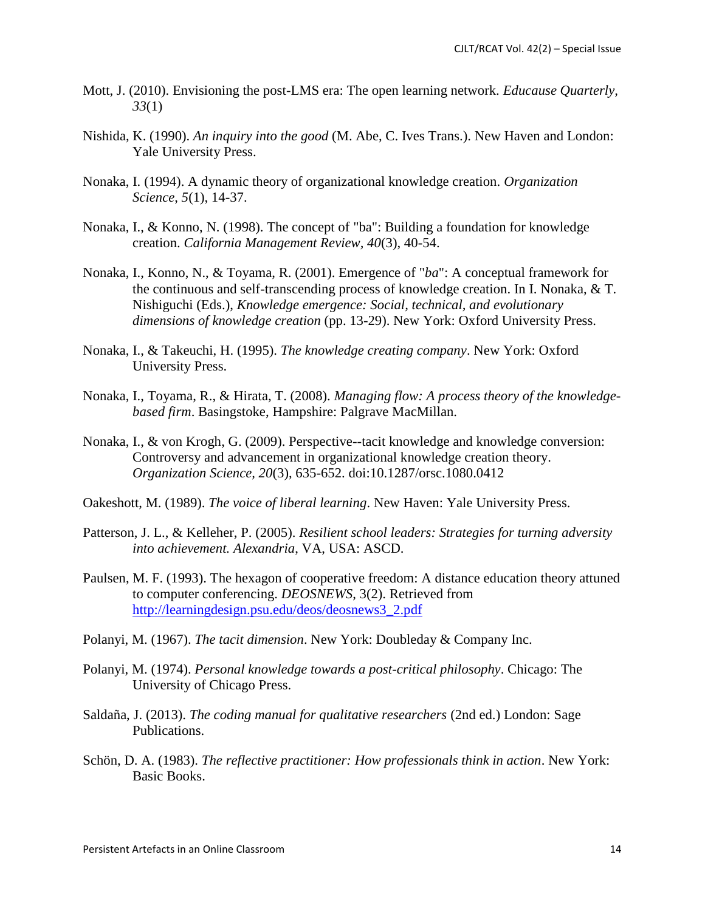Mott, J. (2010). Envisioning the post-LMS era: The open learning network. *Educause Quarterly*, *33*(1)

Nishida, K. (1990). *An inquiry into the good* (M. Abe, C. Ives Trans.). New Haven and London: Yale University Press.

Nonaka, I. (1994). A dynamic theory of organizational knowledge creation. *Organization Science*, *5*(1), 14-37.

Nonaka, I., & Konno, N. (1998). The concept of "ba": Building a foundation for knowledge creation. *California Management Review*, *40*(3), 40-54.

Nonaka, I., Konno, N., & Toyama, R. (2001). Emergence of "*ba*": A conceptual framework for the continuous and self-transcending process of knowledge creation. In I. Nonaka, & T. Nishiguchi (Eds.), *Knowledge emergence: Social, technical, and evolutionary dimensions of knowledge creation* (pp. 13-29). New York: Oxford University Press.

Nonaka, I., & Takeuchi, H. (1995). *The knowledge creating company*. New York: Oxford University Press.

Nonaka, I., Toyama, R., & Hirata, T. (2008). *Managing flow: A process theory of the knowledge-based firm*. Basingstoke, Hampshire: Palgrave MacMillan.

Nonaka, I., & von Krogh, G. (2009). Perspective--tacit knowledge and knowledge conversion: Controversy and advancement in organizational knowledge creation theory. *Organization Science*, *20*(3), 635-652. doi:10.1287/orsc.1080.0412

Oakeshott, M. (1989). *The voice of liberal learning*. New Haven: Yale University Press.

Patterson, J. L., & Kelleher, P. (2005). *Resilient school leaders: Strategies for turning adversity into achievement. Alexandria*, VA, USA: ASCD.

Paulsen, M. F. (1993). The hexagon of cooperative freedom: A distance education theory attuned to computer conferencing. *DEOSNEWS*, 3(2). Retrieved from http://learningdesign.psu.edu/deos/deosnews3_2.pdf

Polanyi, M. (1967). *The tacit dimension*. New York: Doubleday & Company Inc.

Polanyi, M. (1974). *Personal knowledge towards a post-critical philosophy*. Chicago: The University of Chicago Press.

Saldaña, J. (2013). *The coding manual for qualitative researchers* (2nd ed.) London: Sage Publications.

Schön, D. A. (1983). *The reflective practitioner: How professionals think in action*. New York: Basic Books.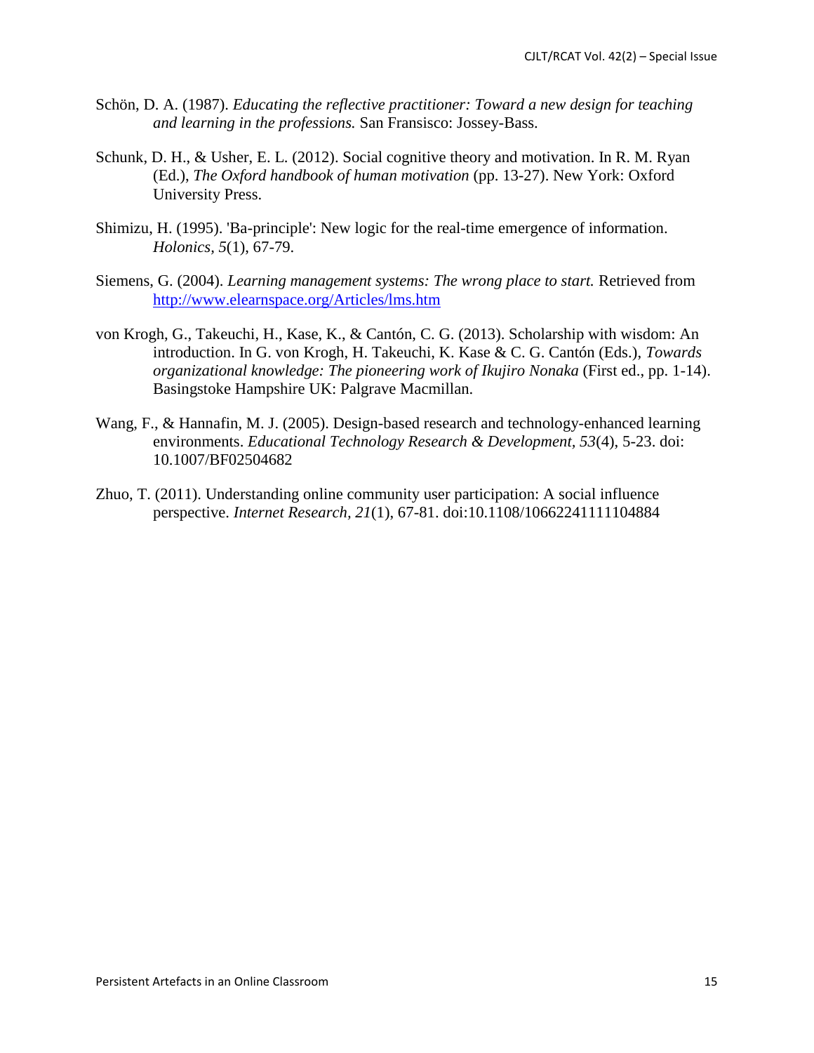Schön, D. A. (1987). *Educating the reflective practitioner: Toward a new design for teaching and learning in the professions.* San Fransisco: Jossey-Bass.

Schunk, D. H., & Usher, E. L. (2012). Social cognitive theory and motivation. In R. M. Ryan (Ed.), *The Oxford handbook of human motivation* (pp. 13-27). New York: Oxford University Press.

Shimizu, H. (1995). 'Ba-principle': New logic for the real-time emergence of information. *Holonics, 5*(1), 67-79.

Siemens, G. (2004). *Learning management systems: The wrong place to start.* Retrieved from http://www.elearnspace.org/Articles/lms.htm

von Krogh, G., Takeuchi, H., Kase, K., & Cantón, C. G. (2013). Scholarship with wisdom: An introduction. In G. von Krogh, H. Takeuchi, K. Kase & C. G. Cantón (Eds.), *Towards organizational knowledge: The pioneering work of Ikujiro Nonaka* (First ed., pp. 1-14). Basingstoke Hampshire UK: Palgrave Macmillan.

Wang, F., & Hannafin, M. J. (2005). Design-based research and technology-enhanced learning environments. *Educational Technology Research & Development, 53*(4), 5-23. doi: 10.1007/BF02504682

Zhuo, T. (2011). Understanding online community user participation: A social influence perspective. *Internet Research, 21*(1), 67-81. doi:10.1108/10662241111104884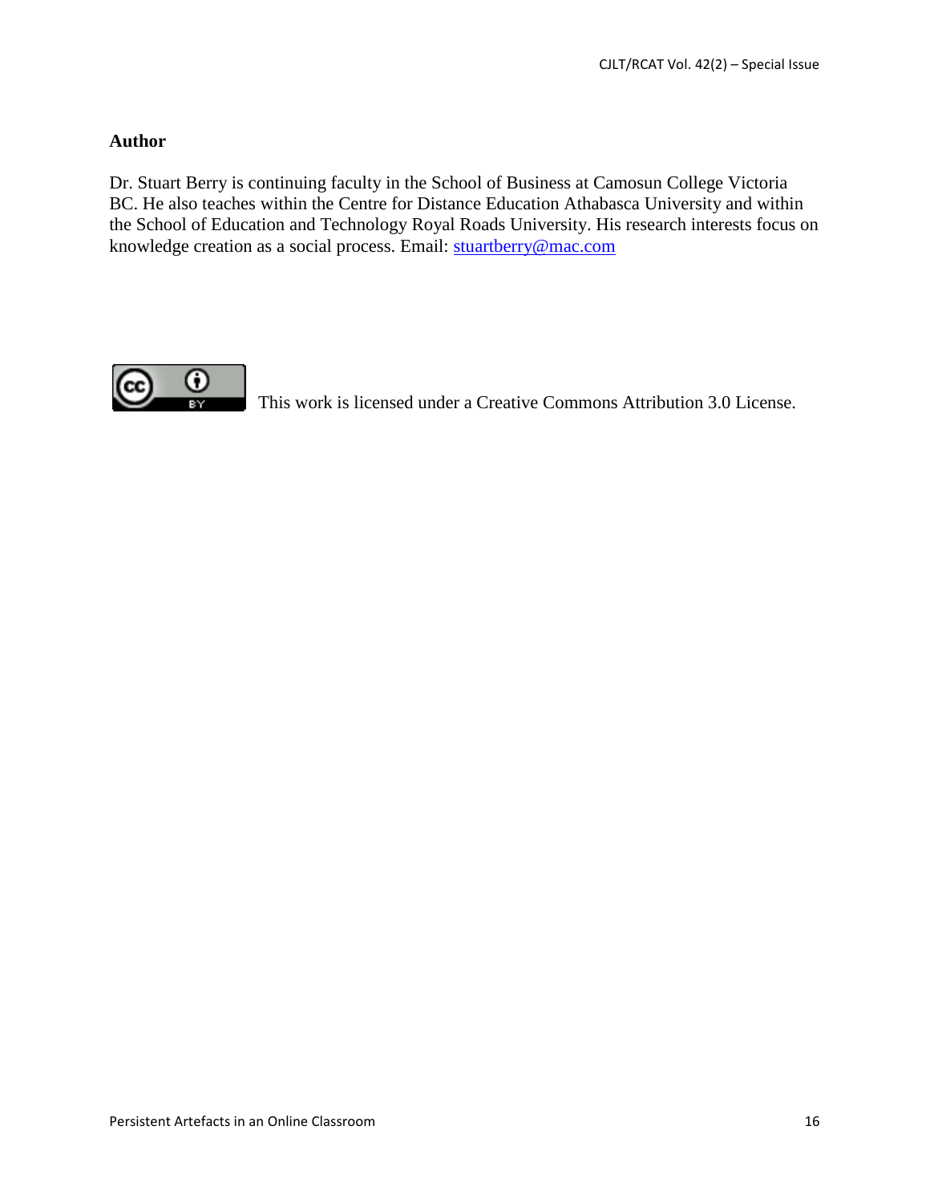## Author

Dr. Stuart Berry is continuing faculty in the School of Business at Camosun College Victoria BC. He also teaches within the Centre for Distance Education Athabasca University and within the School of Education and Technology Royal Roads University. His research interests focus on knowledge creation as a social process. Email: [stuartberry@mac.com](mailto:stuartberry@mac.com)

This work is licensed under a Creative Commons Attribution 3.0 License.